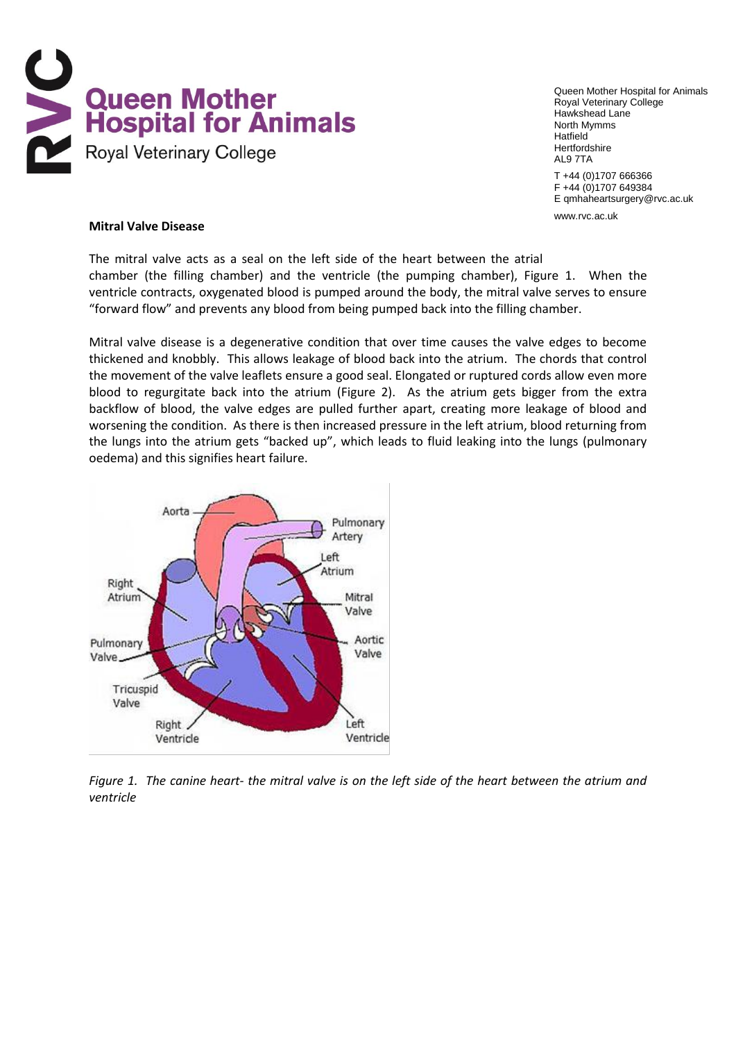# Queen Mother Hospital for Animals
Royal Veterinary College

Queen Mother Hospital for Animals
Royal Veterinary College
Hawkshead Lane
North Mymms
Hatfield
Hertfordshire
AL9 7TA

T +44 (0)1707 666366
F +44 (0)1707 649384
E qmhaheartsurgery@rvc.ac.uk

www.rvc.ac.uk

**Mitral Valve Disease**

The mitral valve acts as a seal on the left side of the heart between the atrial chamber (the filling chamber) and the ventricle (the pumping chamber), Figure 1. When the ventricle contracts, oxygenated blood is pumped around the body, the mitral valve serves to ensure "forward flow" and prevents any blood from being pumped back into the filling chamber.

Mitral valve disease is a degenerative condition that over time causes the valve edges to become thickened and knobbly. This allows leakage of blood back into the atrium. The chords that control the movement of the valve leaflets ensure a good seal. Elongated or ruptured cords allow even more blood to regurgitate back into the atrium (Figure 2). As the atrium gets bigger from the extra backflow of blood, the valve edges are pulled further apart, creating more leakage of blood and worsening the condition. As there is then increased pressure in the left atrium, blood returning from the lungs into the atrium gets "backed up", which leads to fluid leaking into the lungs (pulmonary oedema) and this signifies heart failure.

*Figure 1. The canine heart- the mitral valve is on the left side of the heart between the atrium and ventricle*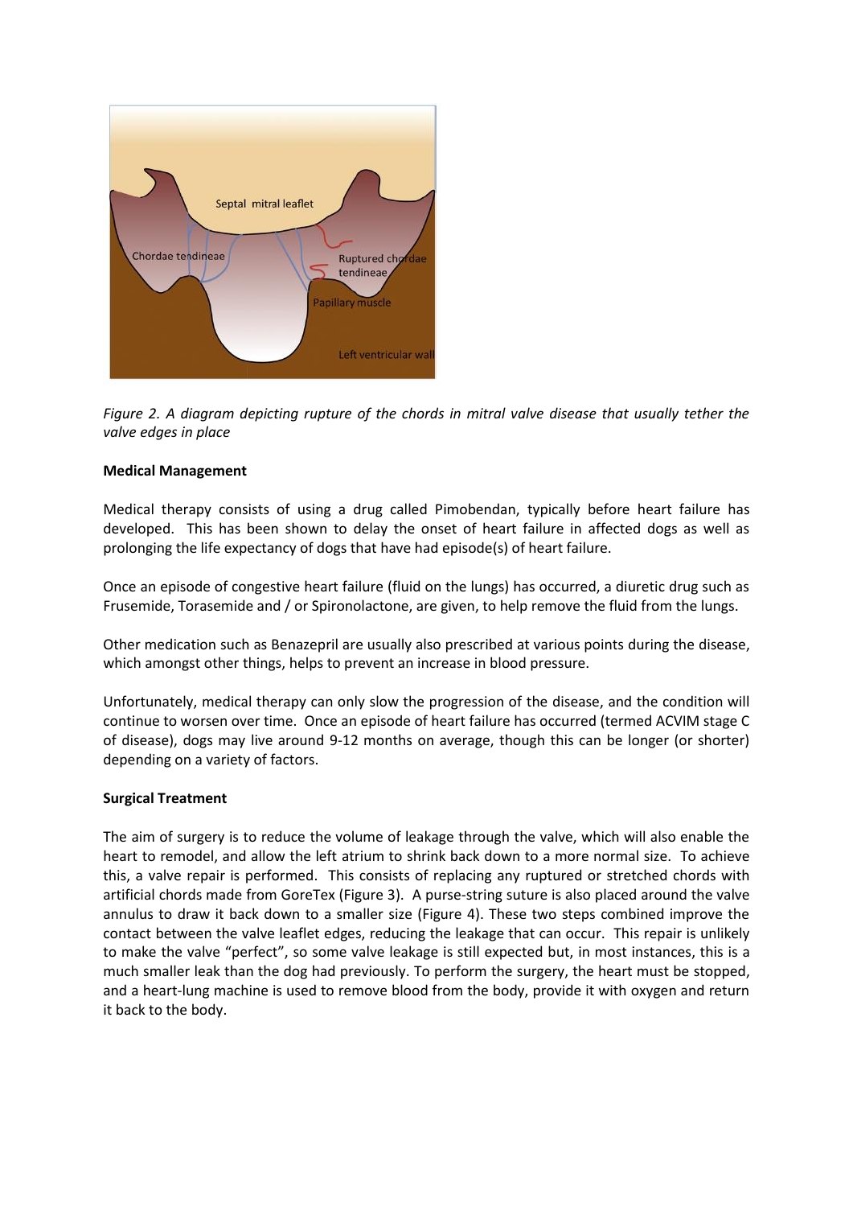*Figure 2. A diagram depicting rupture of the chords in mitral valve disease that usually tether the valve edges in place*

**Medical Management**

Medical therapy consists of using a drug called Pimobendan, typically before heart failure has developed. This has been shown to delay the onset of heart failure in affected dogs as well as prolonging the life expectancy of dogs that have had episode(s) of heart failure.

Once an episode of congestive heart failure (fluid on the lungs) has occurred, a diuretic drug such as Frusemide, Torasemide and / or Spironolactone, are given, to help remove the fluid from the lungs.

Other medication such as Benazepril are usually also prescribed at various points during the disease, which amongst other things, helps to prevent an increase in blood pressure.

Unfortunately, medical therapy can only slow the progression of the disease, and the condition will continue to worsen over time. Once an episode of heart failure has occurred (termed ACVIM stage C of disease), dogs may live around 9-12 months on average, though this can be longer (or shorter) depending on a variety of factors.

**Surgical Treatment**

The aim of surgery is to reduce the volume of leakage through the valve, which will also enable the heart to remodel, and allow the left atrium to shrink back down to a more normal size. To achieve this, a valve repair is performed. This consists of replacing any ruptured or stretched chords with artificial chords made from GoreTex (Figure 3). A purse-string suture is also placed around the valve annulus to draw it back down to a smaller size (Figure 4). These two steps combined improve the contact between the valve leaflet edges, reducing the leakage that can occur. This repair is unlikely to make the valve "perfect", so some valve leakage is still expected but, in most instances, this is a much smaller leak than the dog had previously. To perform the surgery, the heart must be stopped, and a heart-lung machine is used to remove blood from the body, provide it with oxygen and return it back to the body.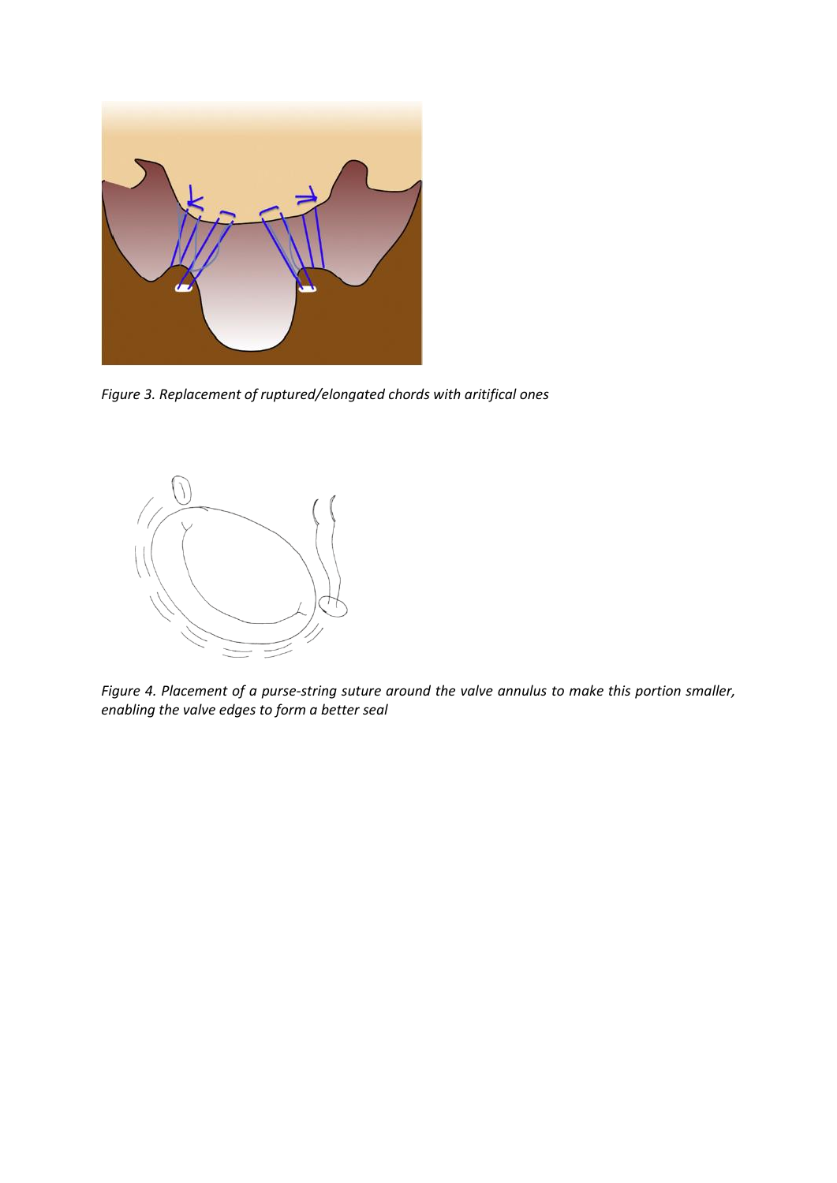*Figure 3. Replacement of ruptured/elongated chords with aritifical ones*

*Figure 4. Placement of a purse-string suture around the valve annulus to make this portion smaller, enabling the valve edges to form a better seal*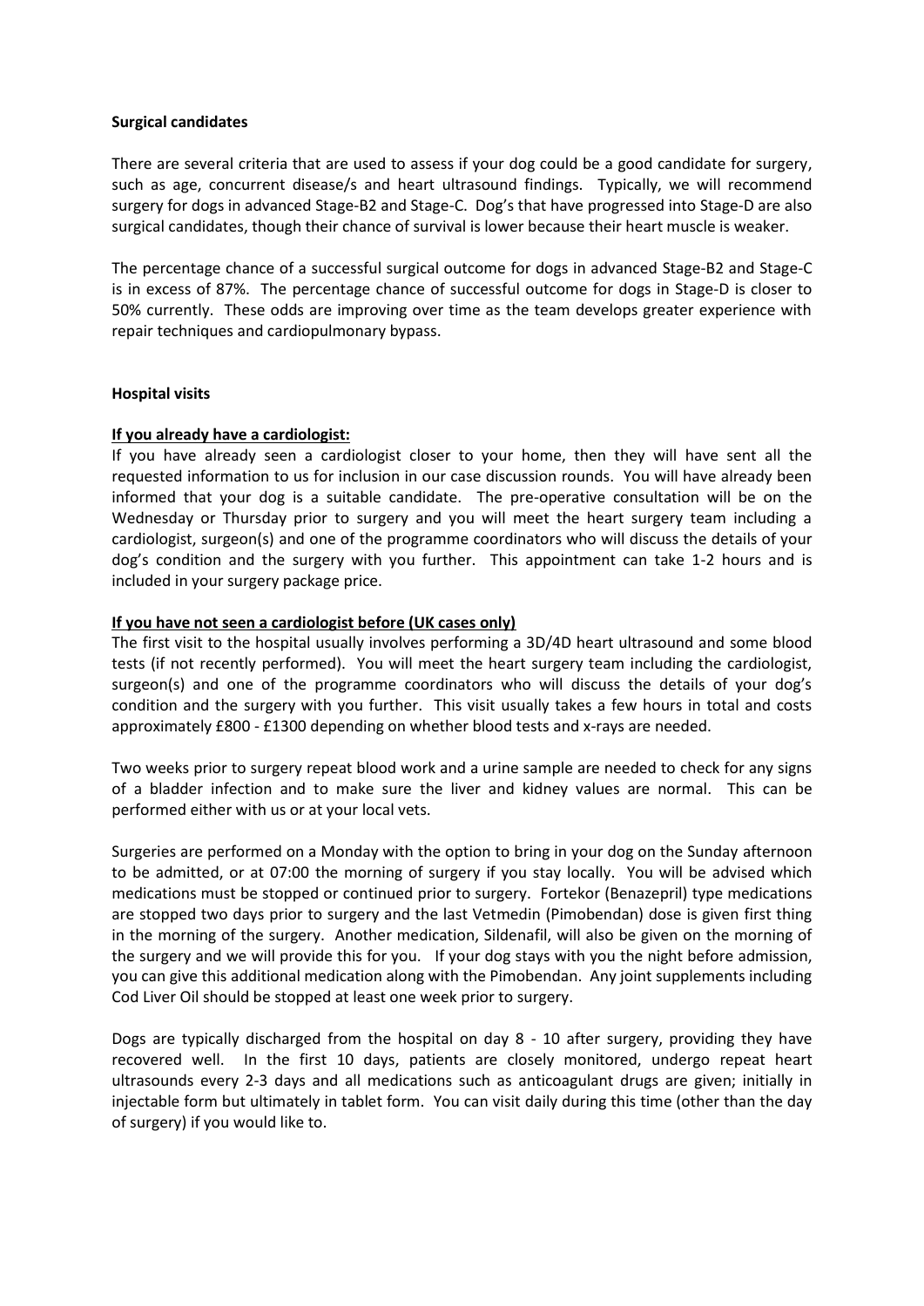**Surgical candidates**

There are several criteria that are used to assess if your dog could be a good candidate for surgery, such as age, concurrent disease/s and heart ultrasound findings. Typically, we will recommend surgery for dogs in advanced Stage-B2 and Stage-C. Dog's that have progressed into Stage-D are also surgical candidates, though their chance of survival is lower because their heart muscle is weaker.

The percentage chance of a successful surgical outcome for dogs in advanced Stage-B2 and Stage-C is in excess of 87%. The percentage chance of successful outcome for dogs in Stage-D is closer to 50% currently. These odds are improving over time as the team develops greater experience with repair techniques and cardiopulmonary bypass.

**Hospital visits**

<u>**If you already have a cardiologist:**</u>
If you have already seen a cardiologist closer to your home, then they will have sent all the requested information to us for inclusion in our case discussion rounds. You will have already been informed that your dog is a suitable candidate. The pre-operative consultation will be on the Wednesday or Thursday prior to surgery and you will meet the heart surgery team including a cardiologist, surgeon(s) and one of the programme coordinators who will discuss the details of your dog's condition and the surgery with you further. This appointment can take 1-2 hours and is included in your surgery package price.

<u>**If you have not seen a cardiologist before (UK cases only)**</u>
The first visit to the hospital usually involves performing a 3D/4D heart ultrasound and some blood tests (if not recently performed). You will meet the heart surgery team including the cardiologist, surgeon(s) and one of the programme coordinators who will discuss the details of your dog's condition and the surgery with you further. This visit usually takes a few hours in total and costs approximately £800 - £1300 depending on whether blood tests and x-rays are needed.

Two weeks prior to surgery repeat blood work and a urine sample are needed to check for any signs of a bladder infection and to make sure the liver and kidney values are normal. This can be performed either with us or at your local vets.

Surgeries are performed on a Monday with the option to bring in your dog on the Sunday afternoon to be admitted, or at 07:00 the morning of surgery if you stay locally. You will be advised which medications must be stopped or continued prior to surgery. Fortekor (Benazepril) type medications are stopped two days prior to surgery and the last Vetmedin (Pimobendan) dose is given first thing in the morning of the surgery. Another medication, Sildenafil, will also be given on the morning of the surgery and we will provide this for you. If your dog stays with you the night before admission, you can give this additional medication along with the Pimobendan. Any joint supplements including Cod Liver Oil should be stopped at least one week prior to surgery.

Dogs are typically discharged from the hospital on day 8 - 10 after surgery, providing they have recovered well. In the first 10 days, patients are closely monitored, undergo repeat heart ultrasounds every 2-3 days and all medications such as anticoagulant drugs are given; initially in injectable form but ultimately in tablet form. You can visit daily during this time (other than the day of surgery) if you would like to.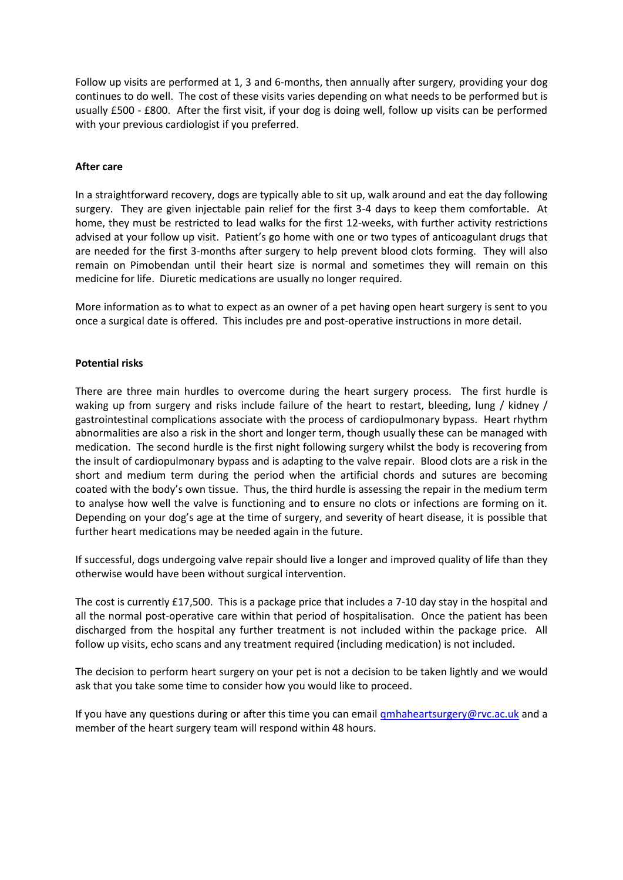Follow up visits are performed at 1, 3 and 6-months, then annually after surgery, providing your dog continues to do well. The cost of these visits varies depending on what needs to be performed but is usually £500 - £800. After the first visit, if your dog is doing well, follow up visits can be performed with your previous cardiologist if you preferred.

**After care**

In a straightforward recovery, dogs are typically able to sit up, walk around and eat the day following surgery. They are given injectable pain relief for the first 3-4 days to keep them comfortable. At home, they must be restricted to lead walks for the first 12-weeks, with further activity restrictions advised at your follow up visit. Patient's go home with one or two types of anticoagulant drugs that are needed for the first 3-months after surgery to help prevent blood clots forming. They will also remain on Pimobendan until their heart size is normal and sometimes they will remain on this medicine for life. Diuretic medications are usually no longer required.

More information as to what to expect as an owner of a pet having open heart surgery is sent to you once a surgical date is offered. This includes pre and post-operative instructions in more detail.

**Potential risks**

There are three main hurdles to overcome during the heart surgery process. The first hurdle is waking up from surgery and risks include failure of the heart to restart, bleeding, lung / kidney / gastrointestinal complications associate with the process of cardiopulmonary bypass. Heart rhythm abnormalities are also a risk in the short and longer term, though usually these can be managed with medication. The second hurdle is the first night following surgery whilst the body is recovering from the insult of cardiopulmonary bypass and is adapting to the valve repair. Blood clots are a risk in the short and medium term during the period when the artificial chords and sutures are becoming coated with the body's own tissue. Thus, the third hurdle is assessing the repair in the medium term to analyse how well the valve is functioning and to ensure no clots or infections are forming on it. Depending on your dog's age at the time of surgery, and severity of heart disease, it is possible that further heart medications may be needed again in the future.

If successful, dogs undergoing valve repair should live a longer and improved quality of life than they otherwise would have been without surgical intervention.

The cost is currently £17,500. This is a package price that includes a 7-10 day stay in the hospital and all the normal post-operative care within that period of hospitalisation. Once the patient has been discharged from the hospital any further treatment is not included within the package price. All follow up visits, echo scans and any treatment required (including medication) is not included.

The decision to perform heart surgery on your pet is not a decision to be taken lightly and we would ask that you take some time to consider how you would like to proceed.

If you have any questions during or after this time you can email qmhaheartsurgery@rvc.ac.uk and a member of the heart surgery team will respond within 48 hours.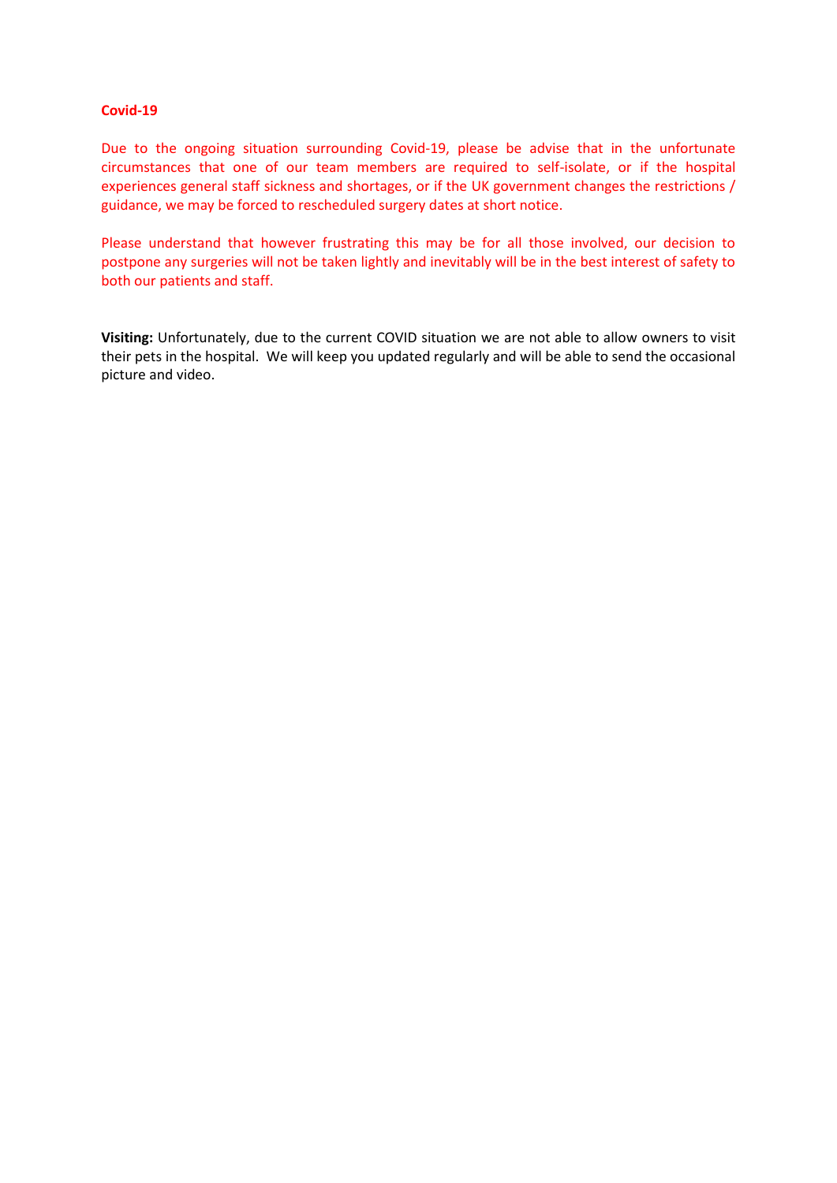**Covid-19**

Due to the ongoing situation surrounding Covid-19, please be advise that in the unfortunate circumstances that one of our team members are required to self-isolate, or if the hospital experiences general staff sickness and shortages, or if the UK government changes the restrictions / guidance, we may be forced to rescheduled surgery dates at short notice.

Please understand that however frustrating this may be for all those involved, our decision to postpone any surgeries will not be taken lightly and inevitably will be in the best interest of safety to both our patients and staff.

**Visiting:** Unfortunately, due to the current COVID situation we are not able to allow owners to visit their pets in the hospital. We will keep you updated regularly and will be able to send the occasional picture and video.